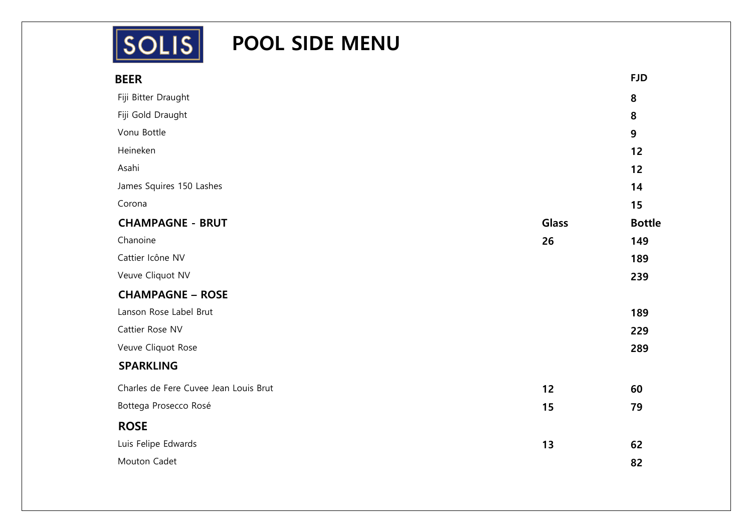SOLIS

# POOL SIDE MENU

| BEER | | FJD |
| --- | --- | --- |
| Fiji Bitter Draught | | 8 |
| Fiji Gold Draught | | 8 |
| Vonu Bottle | | 9 |
| Heineken | | 12 |
| Asahi | | 12 |
| James Squires 150 Lashes | | 14 |
| Corona | | 15 |
| **CHAMPAGNE - BRUT** | **Glass** | **Bottle** |
| Chanoine | 26 | 149 |
| Cattier Icône NV | | 189 |
| Veuve Cliquot NV | | 239 |
| **CHAMPAGNE – ROSE** | | |
| Lanson Rose Label Brut | | 189 |
| Cattier Rose NV | | 229 |
| Veuve Cliquot Rose | | 289 |
| **SPARKLING** | | |
| Charles de Fere Cuvee Jean Louis Brut | 12 | 60 |
| Bottega Prosecco Rosé | 15 | 79 |
| **ROSE** | | |
| Luis Felipe Edwards | 13 | 62 |
| Mouton Cadet | | 82 |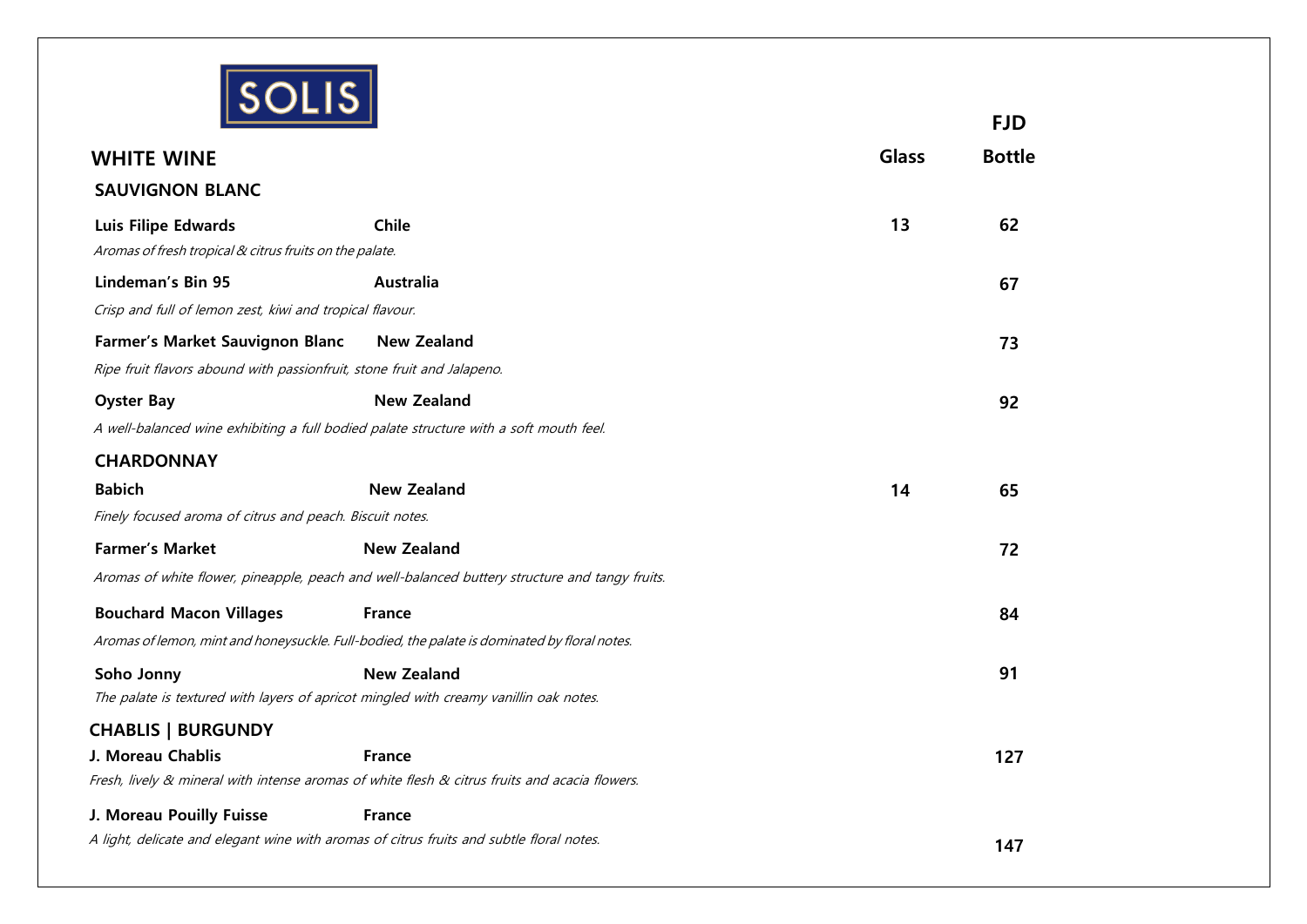SOLIS

# WHITE WINE

| | | Glass | FJD Bottle |
|---|---|---|---|
| **SAUVIGNON BLANC** | | | |
| **Luis Filipe Edwards** | **Chile** | 13 | 62 |
| *Aromas of fresh tropical & citrus fruits on the palate.* | | | |
| **Lindeman's Bin 95** | **Australia** | | 67 |
| *Crisp and full of lemon zest, kiwi and tropical flavour.* | | | |
| **Farmer's Market Sauvignon Blanc** | **New Zealand** | | 73 |
| *Ripe fruit flavors abound with passionfruit, stone fruit and Jalapeno.* | | | |
| **Oyster Bay** | **New Zealand** | | 92 |
| *A well-balanced wine exhibiting a full bodied palate structure with a soft mouth feel.* | | | |
| **CHARDONNAY** | | | |
| **Babich** | **New Zealand** | 14 | 65 |
| *Finely focused aroma of citrus and peach. Biscuit notes.* | | | |
| **Farmer's Market** | **New Zealand** | | 72 |
| *Aromas of white flower, pineapple, peach and well-balanced buttery structure and tangy fruits.* | | | |
| **Bouchard Macon Villages** | **France** | | 84 |
| *Aromas of lemon, mint and honeysuckle. Full-bodied, the palate is dominated by floral notes.* | | | |
| **Soho Jonny** | **New Zealand** | | 91 |
| *The palate is textured with layers of apricot mingled with creamy vanillin oak notes.* | | | |
| **CHABLIS \| BURGUNDY** | | | |
| **J. Moreau Chablis** | **France** | | 127 |
| *Fresh, lively & mineral with intense aromas of white flesh & citrus fruits and acacia flowers.* | | | |
| **J. Moreau Pouilly Fuisse** | **France** | | 147 |
| *A light, delicate and elegant wine with aromas of citrus fruits and subtle floral notes.* | | | |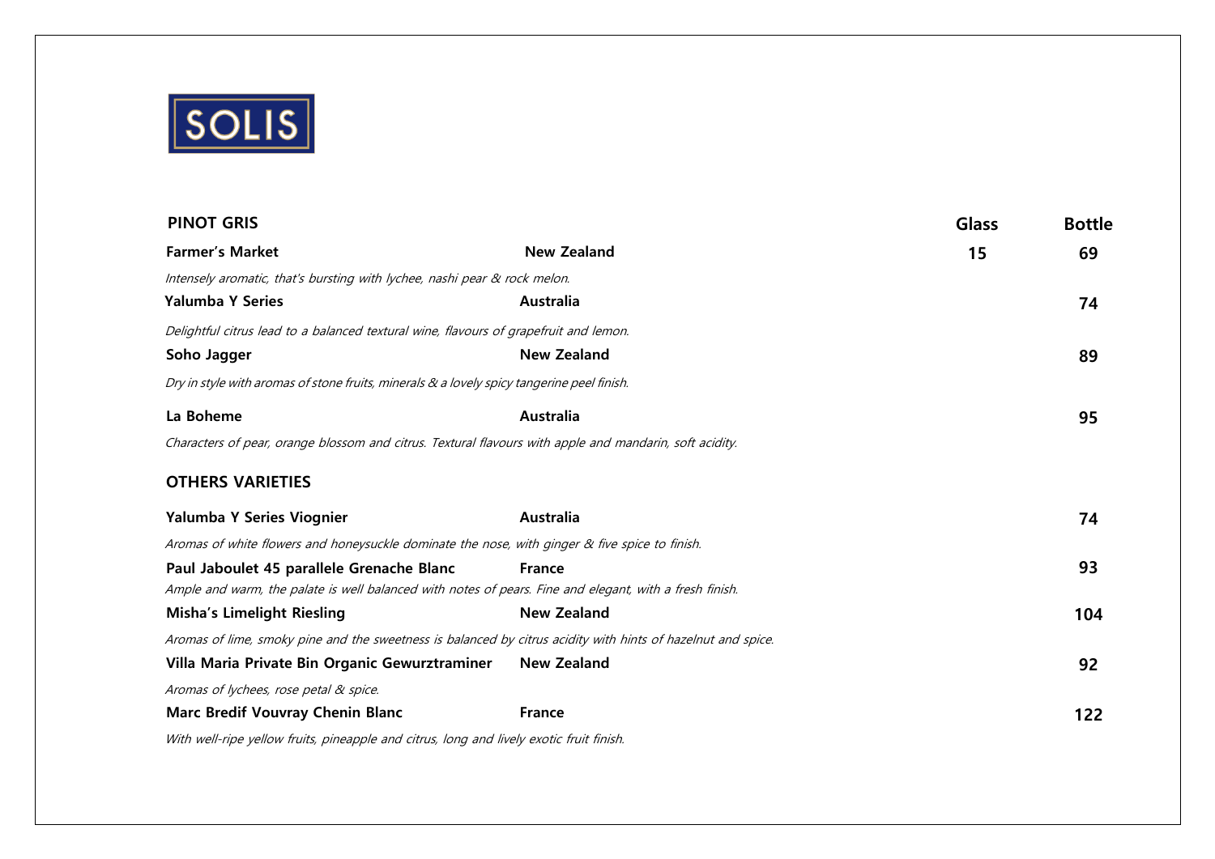SOLIS

| PINOT GRIS | | Glass | Bottle |
|---|---|---|---|
| **Farmer's Market** | **New Zealand** | **15** | **69** |
| *Intensely aromatic, that's bursting with lychee, nashi pear & rock melon.* | | | |
| **Yalumba Y Series** | **Australia** | | **74** |
| *Delightful citrus lead to a balanced textural wine, flavours of grapefruit and lemon.* | | | |
| **Soho Jagger** | **New Zealand** | | **89** |
| *Dry in style with aromas of stone fruits, minerals & a lovely spicy tangerine peel finish.* | | | |
| **La Boheme** | **Australia** | | **95** |
| *Characters of pear, orange blossom and citrus. Textural flavours with apple and mandarin, soft acidity.* | | | |

| OTHERS VARIETIES | | | |
|---|---|---|---|
| **Yalumba Y Series Viognier** | **Australia** | | **74** |
| *Aromas of white flowers and honeysuckle dominate the nose, with ginger & five spice to finish.* | | | |
| **Paul Jaboulet 45 parallele Grenache Blanc** | **France** | | **93** |
| *Ample and warm, the palate is well balanced with notes of pears. Fine and elegant, with a fresh finish.* | | | |
| **Misha's Limelight Riesling** | **New Zealand** | | **104** |
| *Aromas of lime, smoky pine and the sweetness is balanced by citrus acidity with hints of hazelnut and spice.* | | | |
| **Villa Maria Private Bin Organic Gewurztraminer** | **New Zealand** | | **92** |
| *Aromas of lychees, rose petal & spice.* | | | |
| **Marc Bredif Vouvray Chenin Blanc** | **France** | | **122** |
| *With well-ripe yellow fruits, pineapple and citrus, long and lively exotic fruit finish.* | | | |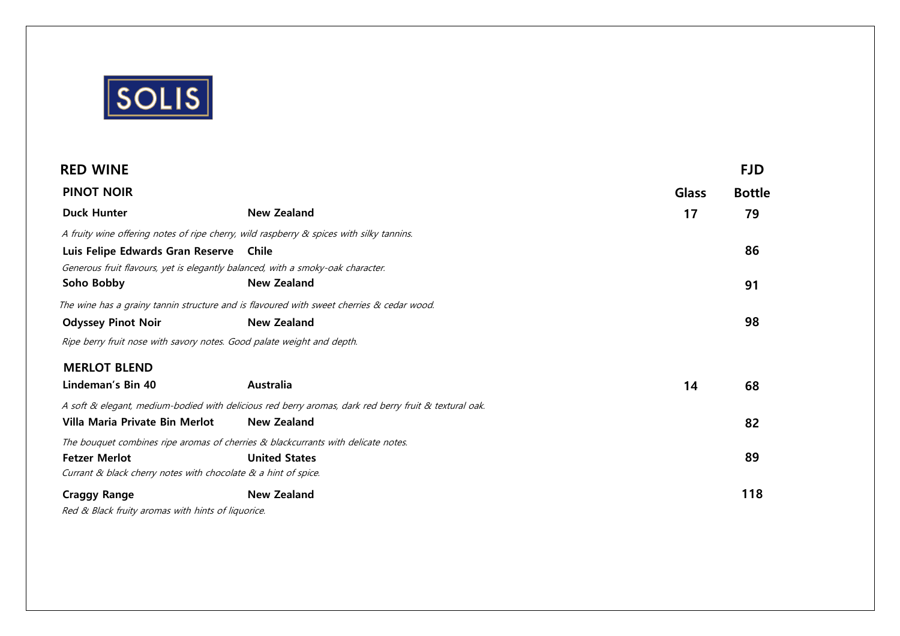SOLIS

## RED WINE

| PINOT NOIR | | Glass | FJD Bottle |
|---|---|---|---|
| **Duck Hunter** | **New Zealand** | 17 | 79 |
| *A fruity wine offering notes of ripe cherry, wild raspberry & spices with silky tannins.* | | | |
| **Luis Felipe Edwards Gran Reserve** | **Chile** | | 86 |
| *Generous fruit flavours, yet is elegantly balanced, with a smoky-oak character.* | | | |
| **Soho Bobby** | **New Zealand** | | 91 |
| *The wine has a grainy tannin structure and is flavoured with sweet cherries & cedar wood.* | | | |
| **Odyssey Pinot Noir** | **New Zealand** | | 98 |
| *Ripe berry fruit nose with savory notes. Good palate weight and depth.* | | | |
| **MERLOT BLEND** | | | |
| **Lindeman's Bin 40** | **Australia** | 14 | 68 |
| *A soft & elegant, medium-bodied with delicious red berry aromas, dark red berry fruit & textural oak.* | | | |
| **Villa Maria Private Bin Merlot** | **New Zealand** | | 82 |
| *The bouquet combines ripe aromas of cherries & blackcurrants with delicate notes.* | | | |
| **Fetzer Merlot** | **United States** | | 89 |
| *Currant & black cherry notes with chocolate & a hint of spice.* | | | |
| **Craggy Range** | **New Zealand** | | 118 |
| *Red & Black fruity aromas with hints of liquorice.* | | | |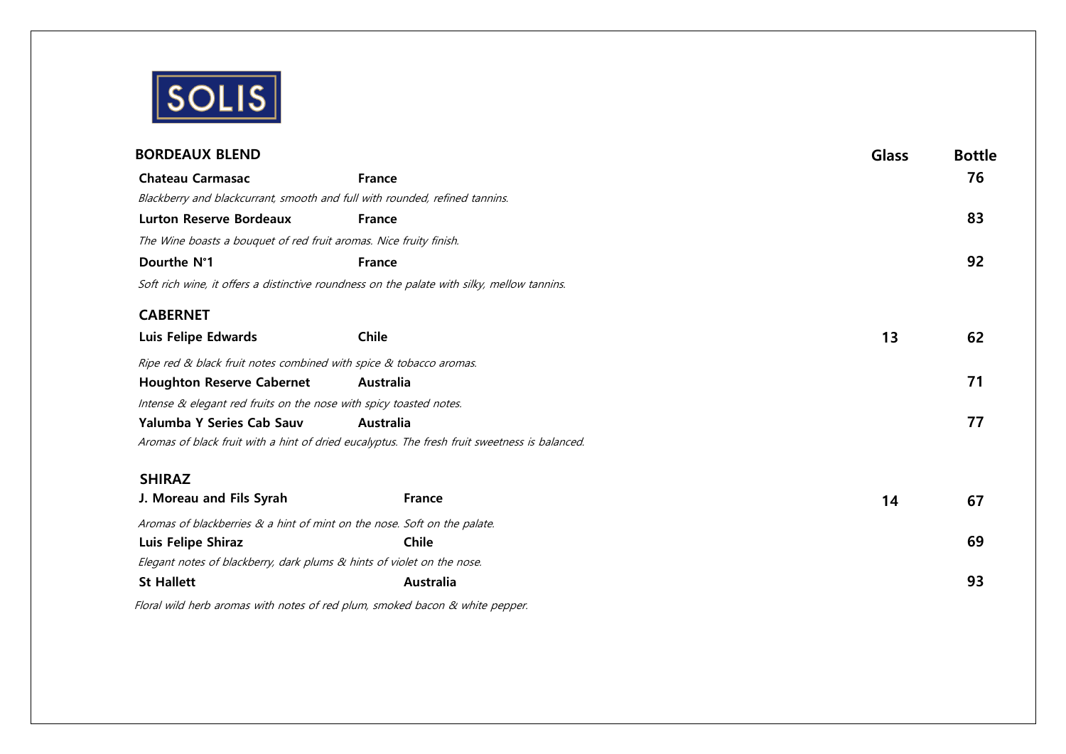SOLIS

| BORDEAUX BLEND | | Glass | Bottle |
|---|---|---|---|
| **Chateau Carmasac** | **France** | | **76** |
| *Blackberry and blackcurrant, smooth and full with rounded, refined tannins.* | | | |
| **Lurton Reserve Bordeaux** | **France** | | **83** |
| *The Wine boasts a bouquet of red fruit aromas. Nice fruity finish.* | | | |
| **Dourthe N°1** | **France** | | **92** |
| *Soft rich wine, it offers a distinctive roundness on the palate with silky, mellow tannins.* | | | |
| **CABERNET** | | | |
| **Luis Felipe Edwards** | **Chile** | **13** | **62** |
| *Ripe red & black fruit notes combined with spice & tobacco aromas.* | | | |
| **Houghton Reserve Cabernet** | **Australia** | | **71** |
| *Intense & elegant red fruits on the nose with spicy toasted notes.* | | | |
| **Yalumba Y Series Cab Sauv** | **Australia** | | **77** |
| *Aromas of black fruit with a hint of dried eucalyptus. The fresh fruit sweetness is balanced.* | | | |
| **SHIRAZ** | | | |
| **J. Moreau and Fils Syrah** | **France** | **14** | **67** |
| *Aromas of blackberries & a hint of mint on the nose. Soft on the palate.* | | | |
| **Luis Felipe Shiraz** | **Chile** | | **69** |
| *Elegant notes of blackberry, dark plums & hints of violet on the nose.* | | | |
| **St Hallett** | **Australia** | | **93** |
| *Floral wild herb aromas with notes of red plum, smoked bacon & white pepper.* | | | |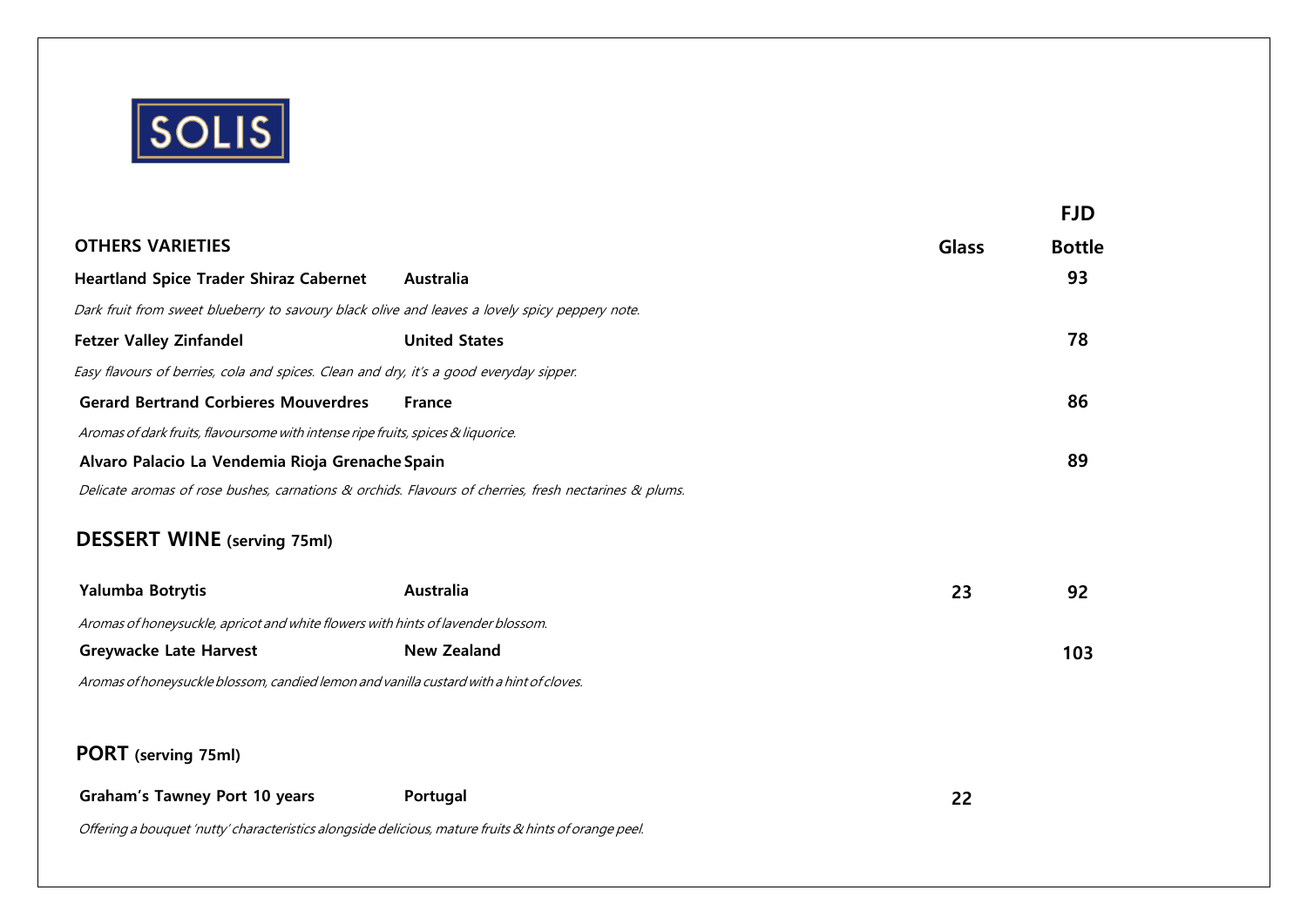SOLIS

| OTHERS VARIETIES | | Glass | FJD Bottle |
|---|---|---|---|
| **Heartland Spice Trader Shiraz Cabernet** | **Australia** | | 93 |
| *Dark fruit from sweet blueberry to savoury black olive and leaves a lovely spicy peppery note.* | | | |
| **Fetzer Valley Zinfandel** | **United States** | | 78 |
| *Easy flavours of berries, cola and spices. Clean and dry, it's a good everyday sipper.* | | | |
| **Gerard Bertrand Corbieres Mouverdres** | **France** | | 86 |
| *Aromas of dark fruits, flavoursome with intense ripe fruits, spices & liquorice.* | | | |
| **Alvaro Palacio La Vendemia Rioja Grenache** | **Spain** | | 89 |
| *Delicate aromas of rose bushes, carnations & orchids. Flavours of cherries, fresh nectarines & plums.* | | | |

## DESSERT WINE (serving 75ml)

| | | Glass | Bottle |
|---|---|---|---|
| **Yalumba Botrytis** | **Australia** | 23 | 92 |
| *Aromas of honeysuckle, apricot and white flowers with hints of lavender blossom.* | | | |
| **Greywacke Late Harvest** | **New Zealand** | | 103 |
| *Aromas of honeysuckle blossom, candied lemon and vanilla custard with a hint of cloves.* | | | |

## PORT (serving 75ml)

| | | Glass | Bottle |
|---|---|---|---|
| **Graham's Tawney Port 10 years** | **Portugal** | 22 | |
| *Offering a bouquet 'nutty' characteristics alongside delicious, mature fruits & hints of orange peel.* | | | |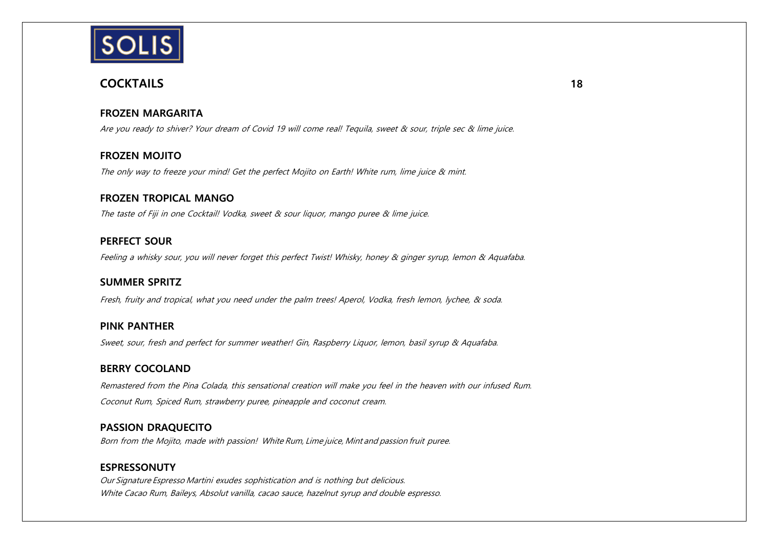# SOLIS

## COCKTAILS 18

### FROZEN MARGARITA

*Are you ready to shiver? Your dream of Covid 19 will come real! Tequila, sweet & sour, triple sec & lime juice.*

### FROZEN MOJITO

*The only way to freeze your mind! Get the perfect Mojito on Earth! White rum, lime juice & mint.*

### FROZEN TROPICAL MANGO

*The taste of Fiji in one Cocktail! Vodka, sweet & sour liquor, mango puree & lime juice.*

### PERFECT SOUR

*Feeling a whisky sour, you will never forget this perfect Twist! Whisky, honey & ginger syrup, lemon & Aquafaba.*

### SUMMER SPRITZ

*Fresh, fruity and tropical, what you need under the palm trees! Aperol, Vodka, fresh lemon, lychee, & soda.*

### PINK PANTHER

*Sweet, sour, fresh and perfect for summer weather! Gin, Raspberry Liquor, lemon, basil syrup & Aquafaba.*

### BERRY COCOLAND

*Remastered from the Pina Colada, this sensational creation will make you feel in the heaven with our infused Rum.*

*Coconut Rum, Spiced Rum, strawberry puree, pineapple and coconut cream.*

### PASSION DRAQUECITO

*Born from the Mojito, made with passion! White Rum, Lime juice, Mint and passion fruit puree.*

### ESPRESSONUTY

*Our Signature Espresso Martini exudes sophistication and is nothing but delicious.*
*White Cacao Rum, Baileys, Absolut vanilla, cacao sauce, hazelnut syrup and double espresso.*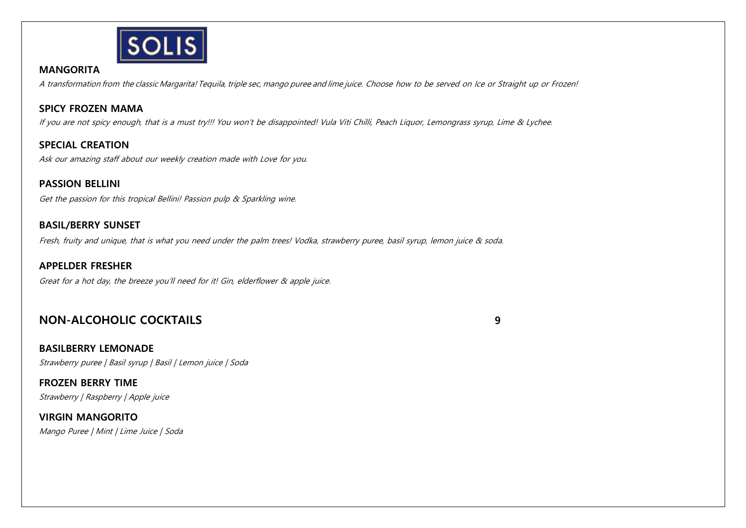SOLIS

**MANGORITA**

*A transformation from the classic Margarita! Tequila, triple sec, mango puree and lime juice. Choose how to be served on Ice or Straight up or Frozen!*

**SPICY FROZEN MAMA**

*If you are not spicy enough, that is a must try!!! You won't be disappointed! Vula Viti Chilli, Peach Liquor, Lemongrass syrup, Lime & Lychee.*

**SPECIAL CREATION**

*Ask our amazing staff about our weekly creation made with Love for you.*

**PASSION BELLINI**

*Get the passion for this tropical Bellini! Passion pulp & Sparkling wine.*

**BASIL/BERRY SUNSET**

*Fresh, fruity and unique, that is what you need under the palm trees! Vodka, strawberry puree, basil syrup, lemon juice & soda.*

**APPELDER FRESHER**

*Great for a hot day, the breeze you'll need for it! Gin, elderflower & apple juice.*

## NON-ALCOHOLIC COCKTAILS 9

**BASILBERRY LEMONADE**

*Strawberry puree | Basil syrup | Basil | Lemon juice | Soda*

**FROZEN BERRY TIME**

*Strawberry | Raspberry | Apple juice*

**VIRGIN MANGORITO**

*Mango Puree | Mint | Lime Juice | Soda*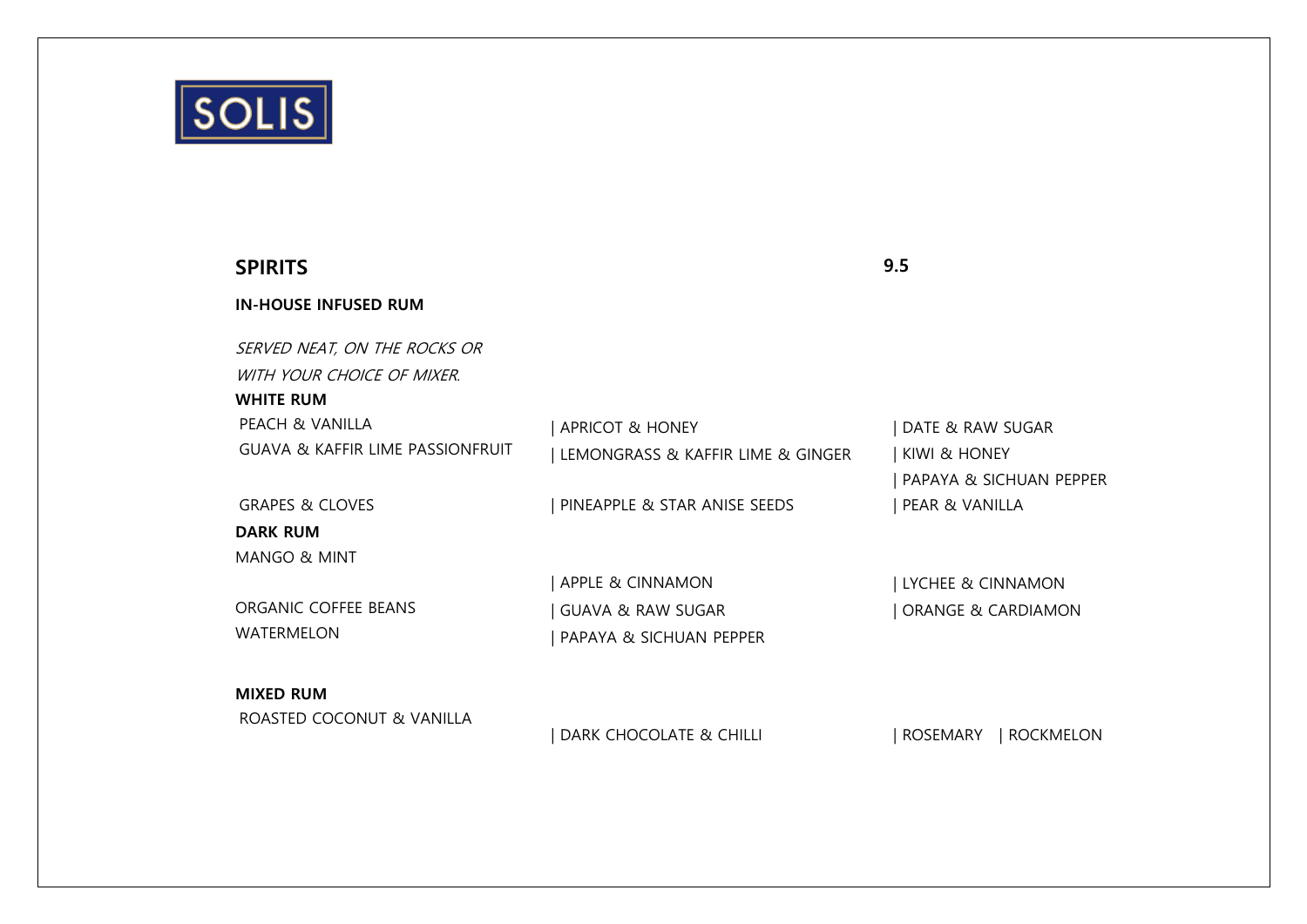SOLIS

## SPIRITS

**9.5**

**IN-HOUSE INFUSED RUM**

*SERVED NEAT, ON THE ROCKS OR WITH YOUR CHOICE OF MIXER.*

**WHITE RUM**

PEACH & VANILLA | APRICOT & HONEY | DATE & RAW SUGAR

GUAVA & KAFFIR LIME PASSIONFRUIT | LEMONGRASS & KAFFIR LIME & GINGER | KIWI & HONEY | PAPAYA & SICHUAN PEPPER

GRAPES & CLOVES | PINEAPPLE & STAR ANISE SEEDS | PEAR & VANILLA

**DARK RUM**

MANGO & MINT | APPLE & CINNAMON | LYCHEE & CINNAMON

ORGANIC COFFEE BEANS | GUAVA & RAW SUGAR | ORANGE & CARDIAMON

WATERMELON | PAPAYA & SICHUAN PEPPER

**MIXED RUM**

ROASTED COCONUT & VANILLA | DARK CHOCOLATE & CHILLI | ROSEMARY | ROCKMELON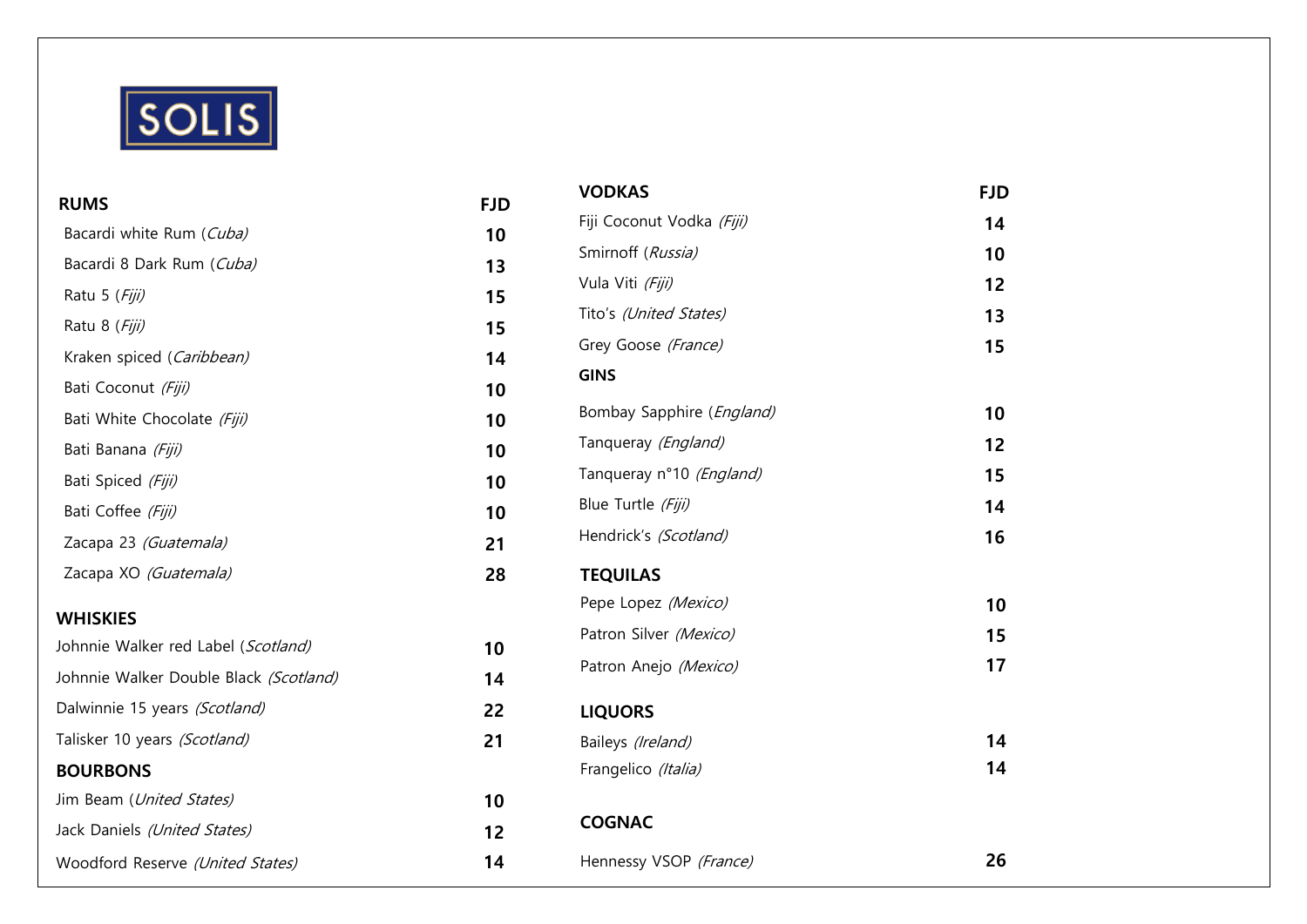# SOLIS

| RUMS | FJD |
| --- | --- |
| Bacardi white Rum (*Cuba)* | 10 |
| Bacardi 8 Dark Rum (*Cuba)* | 13 |
| Ratu 5 (*Fiji)* | 15 |
| Ratu 8 (*Fiji)* | 15 |
| Kraken spiced (*Caribbean)* | 14 |
| Bati Coconut *(Fiji)* | 10 |
| Bati White Chocolate *(Fiji)* | 10 |
| Bati Banana *(Fiji)* | 10 |
| Bati Spiced *(Fiji)* | 10 |
| Bati Coffee *(Fiji)* | 10 |
| Zacapa 23 *(Guatemala)* | 21 |
| Zacapa XO *(Guatemala)* | 28 |

| WHISKIES | |
| --- | --- |
| Johnnie Walker red Label (*Scotland)* | 10 |
| Johnnie Walker Double Black *(Scotland)* | 14 |
| Dalwinnie 15 years *(Scotland)* | 22 |
| Talisker 10 years *(Scotland)* | 21 |

| BOURBONS | |
| --- | --- |
| Jim Beam (*United States)* | 10 |
| Jack Daniels *(United States)* | 12 |
| Woodford Reserve *(United States)* | 14 |

| VODKAS | FJD |
| --- | --- |
| Fiji Coconut Vodka *(Fiji)* | 14 |
| Smirnoff (*Russia)* | 10 |
| Vula Viti *(Fiji)* | 12 |
| Tito's *(United States)* | 13 |
| Grey Goose *(France)* | 15 |

| GINS | |
| --- | --- |
| Bombay Sapphire (*England)* | 10 |
| Tanqueray *(England)* | 12 |
| Tanqueray n°10 *(England)* | 15 |
| Blue Turtle *(Fiji)* | 14 |
| Hendrick's *(Scotland)* | 16 |

| TEQUILAS | |
| --- | --- |
| Pepe Lopez *(Mexico)* | 10 |
| Patron Silver *(Mexico)* | 15 |
| Patron Anejo *(Mexico)* | 17 |

| LIQUORS | |
| --- | --- |
| Baileys *(Ireland)* | 14 |
| Frangelico *(Italia)* | 14 |

| COGNAC | |
| --- | --- |
| Hennessy VSOP *(France)* | 26 |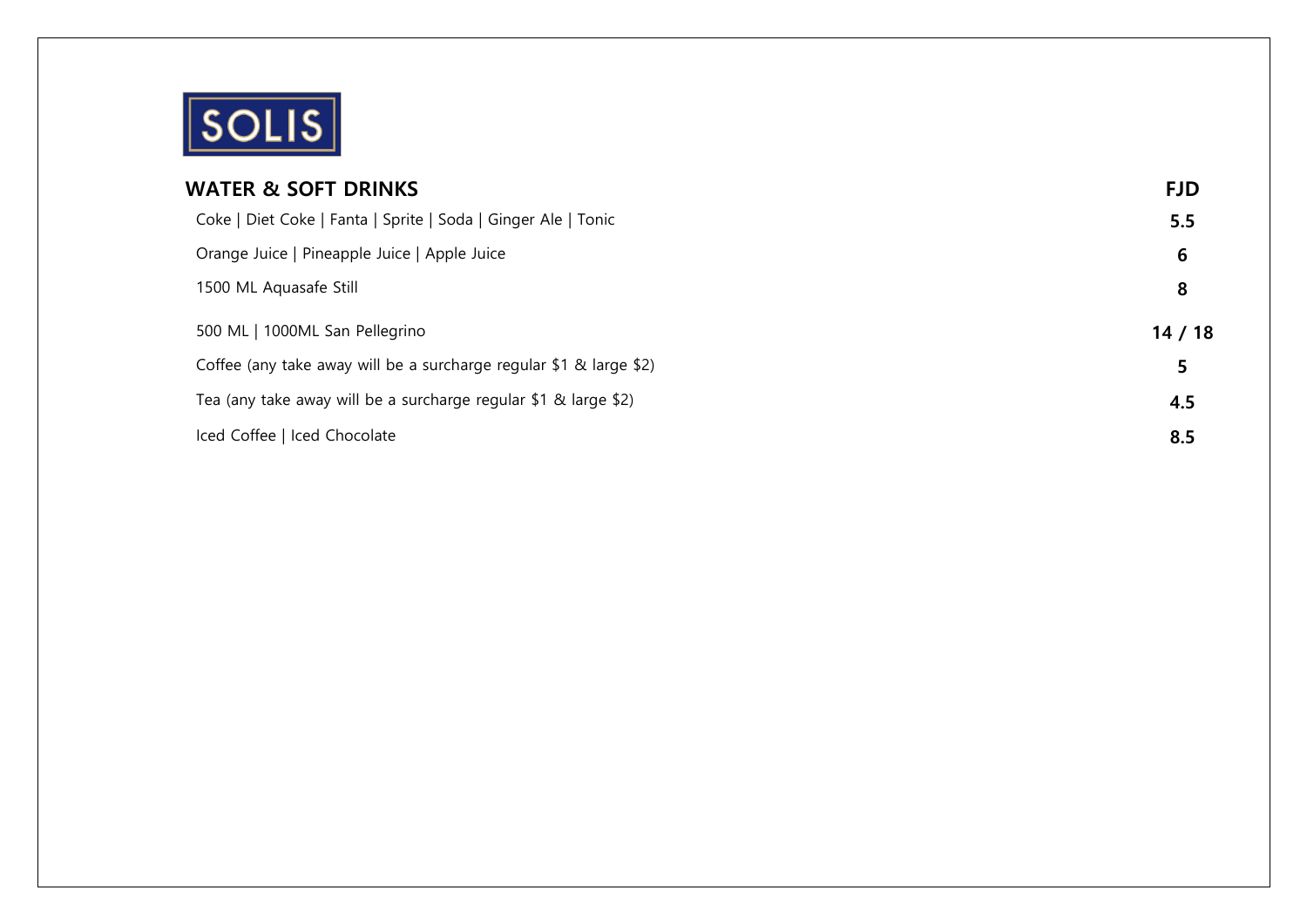SOLIS

| WATER & SOFT DRINKS | FJD |
| --- | --- |
| Coke \| Diet Coke \| Fanta \| Sprite \| Soda \| Ginger Ale \| Tonic | **5.5** |
| Orange Juice \| Pineapple Juice \| Apple Juice | **6** |
| 1500 ML Aquasafe Still | **8** |
| 500 ML \| 1000ML San Pellegrino | **14 / 18** |
| Coffee (any take away will be a surcharge regular $1 & large $2) | **5** |
| Tea (any take away will be a surcharge regular $1 & large $2) | **4.5** |
| Iced Coffee \| Iced Chocolate | **8.5** |